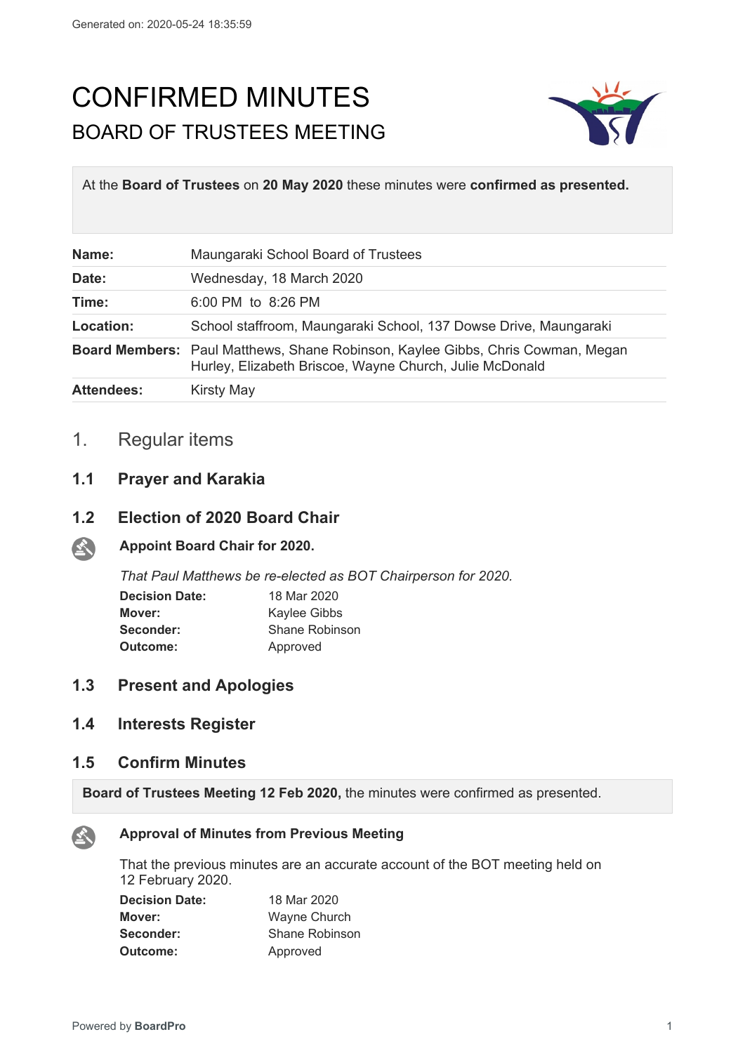Generated on: 2020-05-24 18:35:59

# CONFIRMED MINUTES

## BOARD OF TRUSTEES MEETING

At the **Board of Trustees** on **20 May 2020** these minutes were **confirmed as presented.**

| | |
|---|---|
| **Name:** | Maungaraki School Board of Trustees |
| **Date:** | Wednesday, 18 March 2020 |
| **Time:** | 6:00 PM to 8:26 PM |
| **Location:** | School staffroom, Maungaraki School, 137 Dowse Drive, Maungaraki |
| **Board Members:** | Paul Matthews, Shane Robinson, Kaylee Gibbs, Chris Cowman, Megan Hurley, Elizabeth Briscoe, Wayne Church, Julie McDonald |
| **Attendees:** | Kirsty May |

## 1. Regular items

### 1.1 Prayer and Karakia

### 1.2 Election of 2020 Board Chair

**Appoint Board Chair for 2020.**

*That Paul Matthews be re-elected as BOT Chairperson for 2020.*

| | |
|---|---|
| **Decision Date:** | 18 Mar 2020 |
| **Mover:** | Kaylee Gibbs |
| **Seconder:** | Shane Robinson |
| **Outcome:** | Approved |

### 1.3 Present and Apologies

### 1.4 Interests Register

### 1.5 Confirm Minutes

**Board of Trustees Meeting 12 Feb 2020,** the minutes were confirmed as presented.

**Approval of Minutes from Previous Meeting**

That the previous minutes are an accurate account of the BOT meeting held on 12 February 2020.

| | |
|---|---|
| **Decision Date:** | 18 Mar 2020 |
| **Mover:** | Wayne Church |
| **Seconder:** | Shane Robinson |
| **Outcome:** | Approved |

Powered by **BoardPro**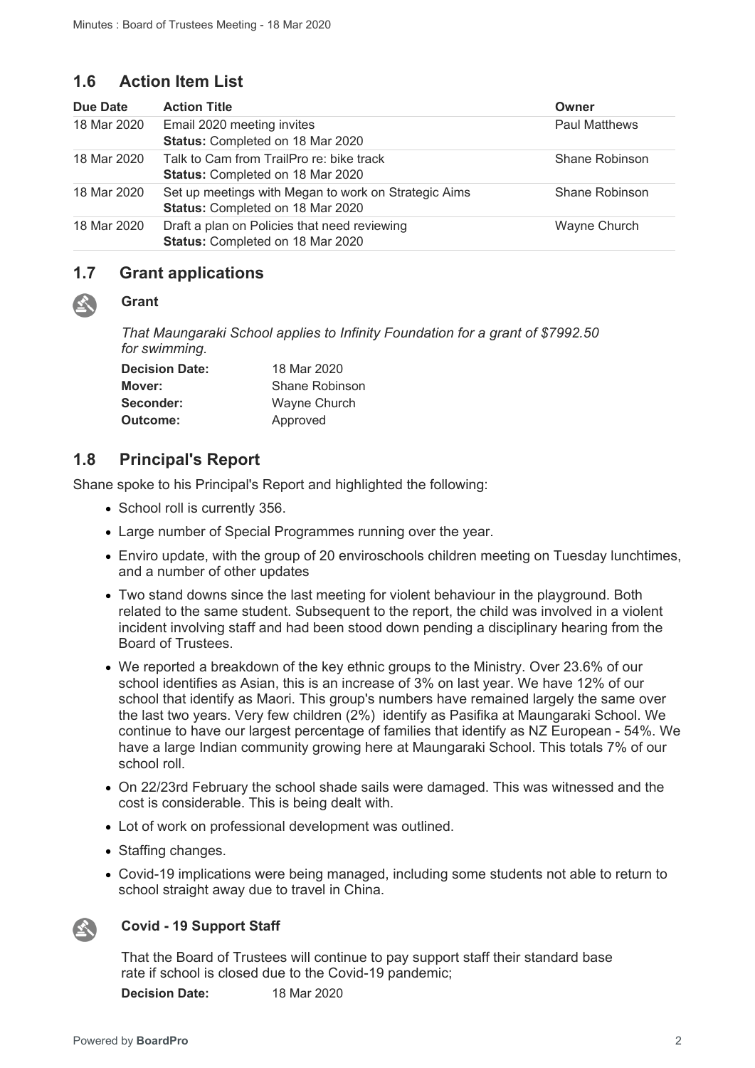## 1.6 Action Item List

| Due Date | Action Title | Owner |
|---|---|---|
| 18 Mar 2020 | Email 2020 meeting invites<br>**Status:** Completed on 18 Mar 2020 | Paul Matthews |
| 18 Mar 2020 | Talk to Cam from TrailPro re: bike track<br>**Status:** Completed on 18 Mar 2020 | Shane Robinson |
| 18 Mar 2020 | Set up meetings with Megan to work on Strategic Aims<br>**Status:** Completed on 18 Mar 2020 | Shane Robinson |
| 18 Mar 2020 | Draft a plan on Policies that need reviewing<br>**Status:** Completed on 18 Mar 2020 | Wayne Church |

## 1.7 Grant applications

### Grant

*That Maungaraki School applies to Infinity Foundation for a grant of $7992.50 for swimming.*

**Decision Date:** 18 Mar 2020
**Mover:** Shane Robinson
**Seconder:** Wayne Church
**Outcome:** Approved

## 1.8 Principal's Report

Shane spoke to his Principal's Report and highlighted the following:

- School roll is currently 356.
- Large number of Special Programmes running over the year.
- Enviro update, with the group of 20 enviroschools children meeting on Tuesday lunchtimes, and a number of other updates
- Two stand downs since the last meeting for violent behaviour in the playground. Both related to the same student. Subsequent to the report, the child was involved in a violent incident involving staff and had been stood down pending a disciplinary hearing from the Board of Trustees.
- We reported a breakdown of the key ethnic groups to the Ministry. Over 23.6% of our school identifies as Asian, this is an increase of 3% on last year. We have 12% of our school that identify as Maori. This group's numbers have remained largely the same over the last two years. Very few children (2%) identify as Pasifika at Maungaraki School. We continue to have our largest percentage of families that identify as NZ European - 54%. We have a large Indian community growing here at Maungaraki School. This totals 7% of our school roll.
- On 22/23rd February the school shade sails were damaged. This was witnessed and the cost is considerable. This is being dealt with.
- Lot of work on professional development was outlined.
- Staffing changes.
- Covid-19 implications were being managed, including some students not able to return to school straight away due to travel in China.

### Covid - 19 Support Staff

That the Board of Trustees will continue to pay support staff their standard base rate if school is closed due to the Covid-19 pandemic;

**Decision Date:** 18 Mar 2020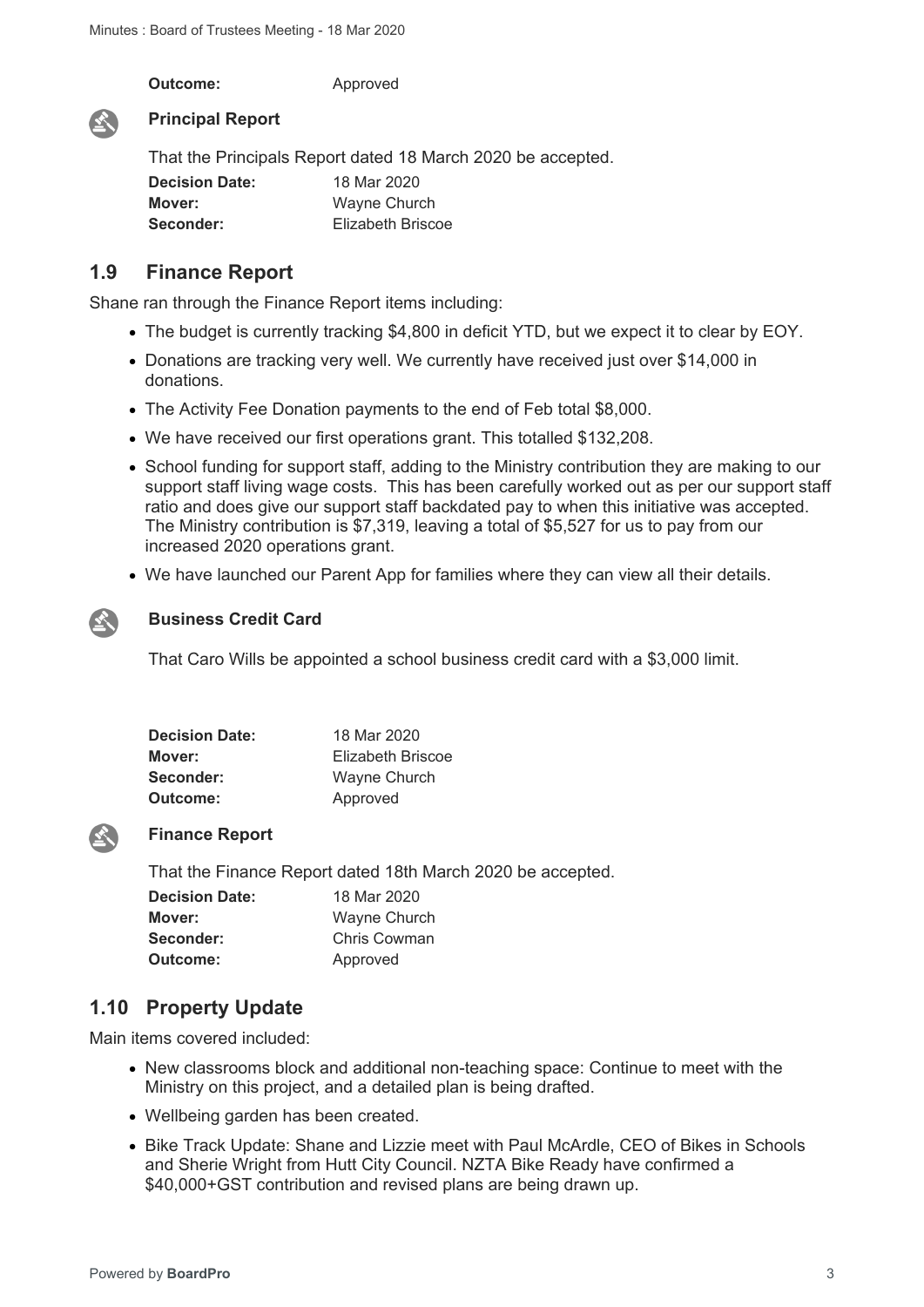**Outcome:** Approved

### Principal Report

That the Principals Report dated 18 March 2020 be accepted.

**Decision Date:** 18 Mar 2020
**Mover:** Wayne Church
**Seconder:** Elizabeth Briscoe

## 1.9 Finance Report

Shane ran through the Finance Report items including:

- The budget is currently tracking $4,800 in deficit YTD, but we expect it to clear by EOY.
- Donations are tracking very well. We currently have received just over $14,000 in donations.
- The Activity Fee Donation payments to the end of Feb total $8,000.
- We have received our first operations grant. This totalled $132,208.
- School funding for support staff, adding to the Ministry contribution they are making to our support staff living wage costs. This has been carefully worked out as per our support staff ratio and does give our support staff backdated pay to when this initiative was accepted. The Ministry contribution is $7,319, leaving a total of $5,527 for us to pay from our increased 2020 operations grant.
- We have launched our Parent App for families where they can view all their details.

### Business Credit Card

That Caro Wills be appointed a school business credit card with a $3,000 limit.

**Decision Date:** 18 Mar 2020
**Mover:** Elizabeth Briscoe
**Seconder:** Wayne Church
**Outcome:** Approved

### Finance Report

That the Finance Report dated 18th March 2020 be accepted.

**Decision Date:** 18 Mar 2020
**Mover:** Wayne Church
**Seconder:** Chris Cowman
**Outcome:** Approved

## 1.10 Property Update

Main items covered included:

- New classrooms block and additional non-teaching space: Continue to meet with the Ministry on this project, and a detailed plan is being drafted.
- Wellbeing garden has been created.
- Bike Track Update: Shane and Lizzie meet with Paul McArdle, CEO of Bikes in Schools and Sherie Wright from Hutt City Council. NZTA Bike Ready have confirmed a $40,000+GST contribution and revised plans are being drawn up.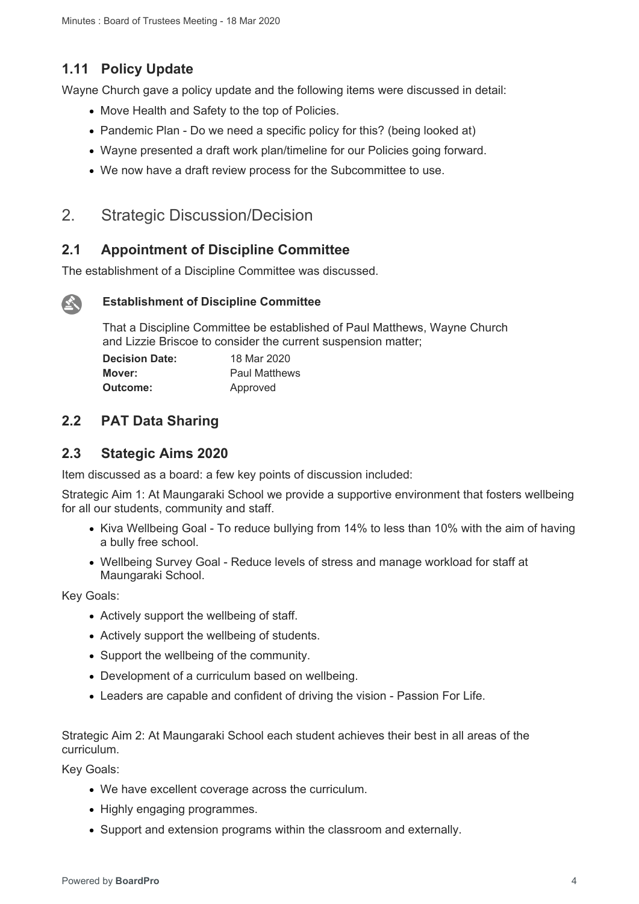## 1.11 Policy Update

Wayne Church gave a policy update and the following items were discussed in detail:

- Move Health and Safety to the top of Policies.
- Pandemic Plan - Do we need a specific policy for this? (being looked at)
- Wayne presented a draft work plan/timeline for our Policies going forward.
- We now have a draft review process for the Subcommittee to use.

# 2. Strategic Discussion/Decision

## 2.1 Appointment of Discipline Committee

The establishment of a Discipline Committee was discussed.

**Establishment of Discipline Committee**

That a Discipline Committee be established of Paul Matthews, Wayne Church and Lizzie Briscoe to consider the current suspension matter;

**Decision Date:** 18 Mar 2020
**Mover:** Paul Matthews
**Outcome:** Approved

## 2.2 PAT Data Sharing

## 2.3 Stategic Aims 2020

Item discussed as a board: a few key points of discussion included:

Strategic Aim 1: At Maungaraki School we provide a supportive environment that fosters wellbeing for all our students, community and staff.

- Kiva Wellbeing Goal - To reduce bullying from 14% to less than 10% with the aim of having a bully free school.
- Wellbeing Survey Goal - Reduce levels of stress and manage workload for staff at Maungaraki School.

Key Goals:

- Actively support the wellbeing of staff.
- Actively support the wellbeing of students.
- Support the wellbeing of the community.
- Development of a curriculum based on wellbeing.
- Leaders are capable and confident of driving the vision - Passion For Life.

Strategic Aim 2: At Maungaraki School each student achieves their best in all areas of the curriculum.

Key Goals:

- We have excellent coverage across the curriculum.
- Highly engaging programmes.
- Support and extension programs within the classroom and externally.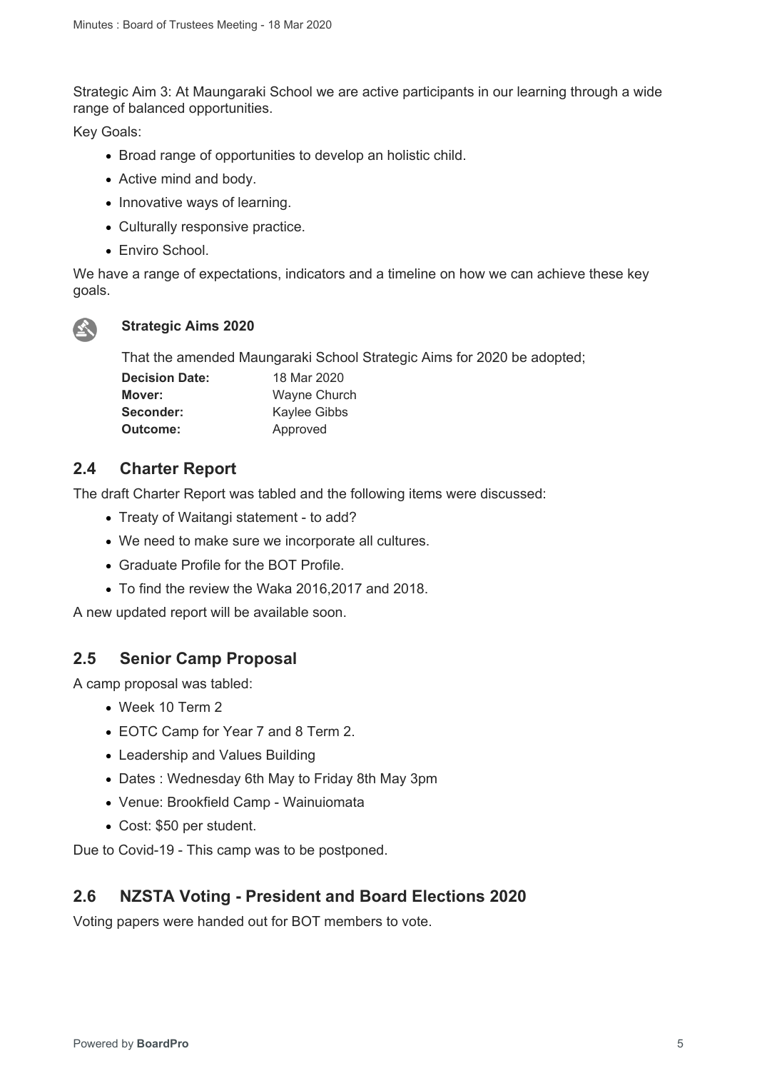Strategic Aim 3: At Maungaraki School we are active participants in our learning through a wide range of balanced opportunities.

Key Goals:

- Broad range of opportunities to develop an holistic child.
- Active mind and body.
- Innovative ways of learning.
- Culturally responsive practice.
- Enviro School.

We have a range of expectations, indicators and a timeline on how we can achieve these key goals.

**Strategic Aims 2020**

That the amended Maungaraki School Strategic Aims for 2020 be adopted;

| | |
|---|---|
| **Decision Date:** | 18 Mar 2020 |
| **Mover:** | Wayne Church |
| **Seconder:** | Kaylee Gibbs |
| **Outcome:** | Approved |

## 2.4 Charter Report

The draft Charter Report was tabled and the following items were discussed:

- Treaty of Waitangi statement - to add?
- We need to make sure we incorporate all cultures.
- Graduate Profile for the BOT Profile.
- To find the review the Waka 2016,2017 and 2018.

A new updated report will be available soon.

## 2.5 Senior Camp Proposal

A camp proposal was tabled:

- Week 10 Term 2
- EOTC Camp for Year 7 and 8 Term 2.
- Leadership and Values Building
- Dates : Wednesday 6th May to Friday 8th May 3pm
- Venue: Brookfield Camp - Wainuiomata
- Cost: $50 per student.

Due to Covid-19 - This camp was to be postponed.

## 2.6 NZSTA Voting - President and Board Elections 2020

Voting papers were handed out for BOT members to vote.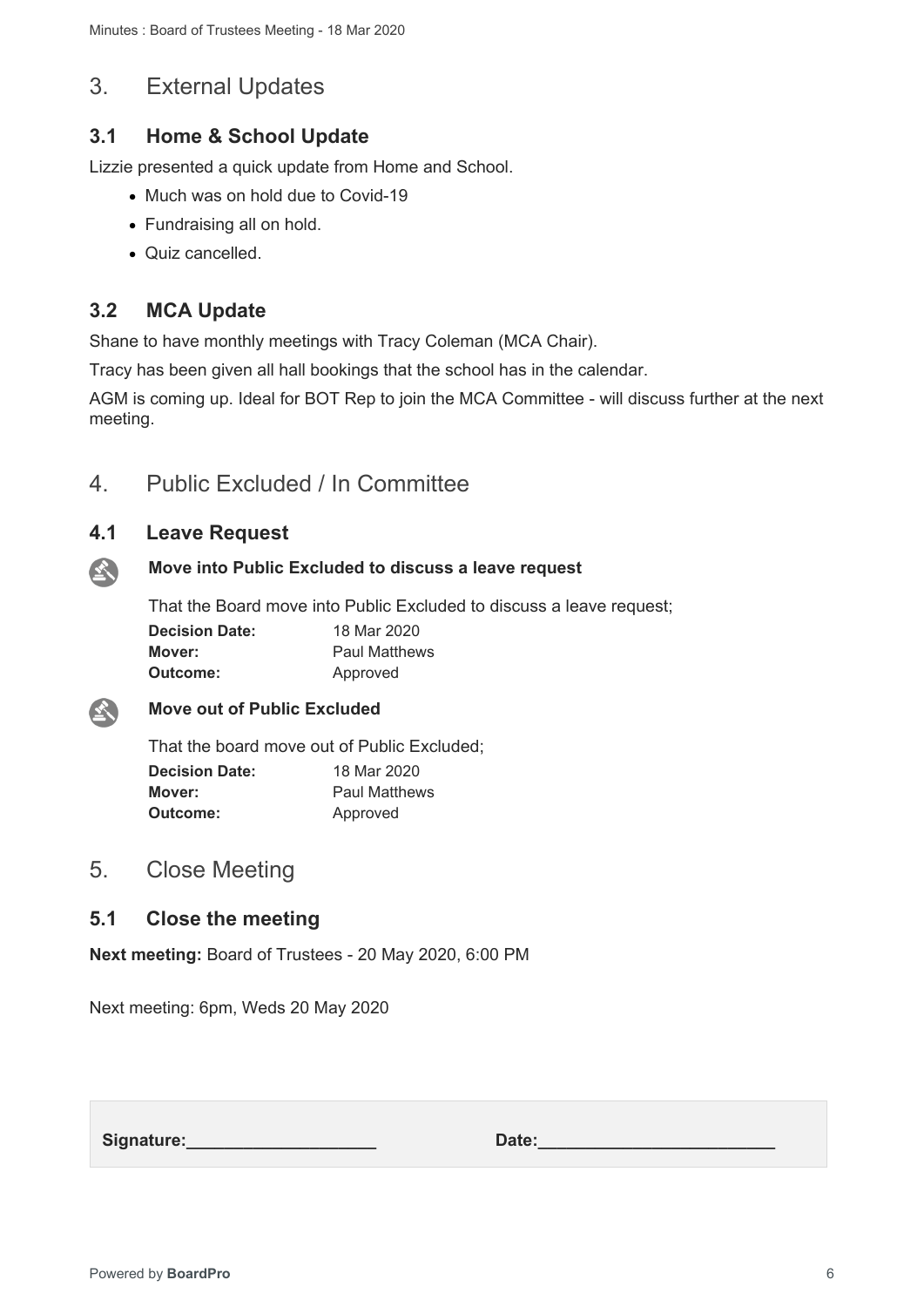# 3. External Updates

## 3.1 Home & School Update

Lizzie presented a quick update from Home and School.

- Much was on hold due to Covid-19
- Fundraising all on hold.
- Quiz cancelled.

## 3.2 MCA Update

Shane to have monthly meetings with Tracy Coleman (MCA Chair).

Tracy has been given all hall bookings that the school has in the calendar.

AGM is coming up. Ideal for BOT Rep to join the MCA Committee - will discuss further at the next meeting.

# 4. Public Excluded / In Committee

## 4.1 Leave Request

**Move into Public Excluded to discuss a leave request**

That the Board move into Public Excluded to discuss a leave request;

**Decision Date:** 18 Mar 2020
**Mover:** Paul Matthews
**Outcome:** Approved

**Move out of Public Excluded**

That the board move out of Public Excluded;

**Decision Date:** 18 Mar 2020
**Mover:** Paul Matthews
**Outcome:** Approved

# 5. Close Meeting

## 5.1 Close the meeting

**Next meeting:** Board of Trustees - 20 May 2020, 6:00 PM

Next meeting: 6pm, Weds 20 May 2020

**Signature:___________________** **Date:________________________**